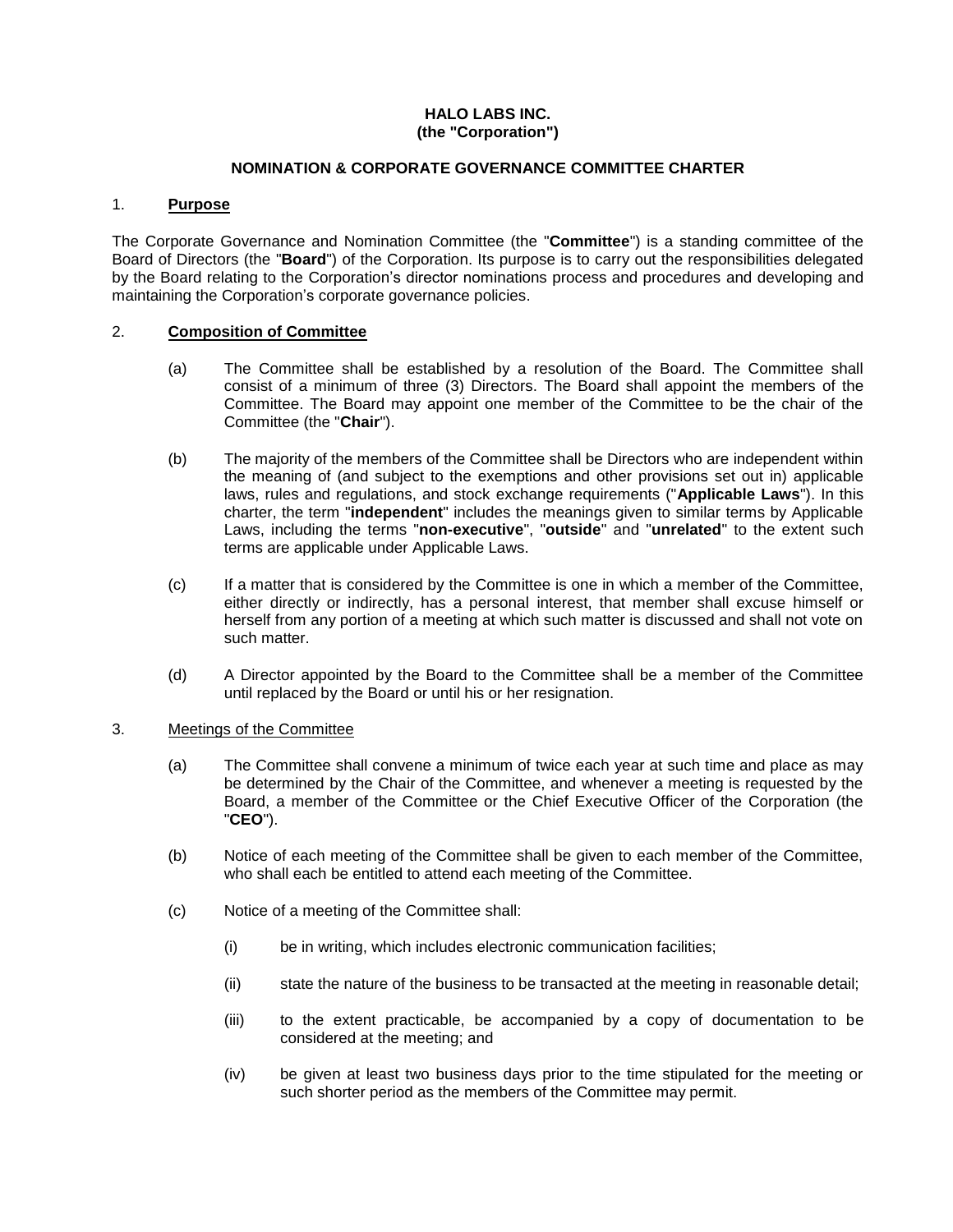**HALO LABS INC.**
**(the "Corporation")**

**NOMINATION & CORPORATE GOVERNANCE COMMITTEE CHARTER**

## 1. **Purpose**

The Corporate Governance and Nomination Committee (the "**Committee**") is a standing committee of the Board of Directors (the "**Board**") of the Corporation. Its purpose is to carry out the responsibilities delegated by the Board relating to the Corporation's director nominations process and procedures and developing and maintaining the Corporation's corporate governance policies.

## 2. **Composition of Committee**

(a) The Committee shall be established by a resolution of the Board. The Committee shall consist of a minimum of three (3) Directors. The Board shall appoint the members of the Committee. The Board may appoint one member of the Committee to be the chair of the Committee (the "**Chair**").

(b) The majority of the members of the Committee shall be Directors who are independent within the meaning of (and subject to the exemptions and other provisions set out in) applicable laws, rules and regulations, and stock exchange requirements ("**Applicable Laws**"). In this charter, the term "**independent**" includes the meanings given to similar terms by Applicable Laws, including the terms "**non-executive**", "**outside**" and "**unrelated**" to the extent such terms are applicable under Applicable Laws.

(c) If a matter that is considered by the Committee is one in which a member of the Committee, either directly or indirectly, has a personal interest, that member shall excuse himself or herself from any portion of a meeting at which such matter is discussed and shall not vote on such matter.

(d) A Director appointed by the Board to the Committee shall be a member of the Committee until replaced by the Board or until his or her resignation.

## 3. Meetings of the Committee

(a) The Committee shall convene a minimum of twice each year at such time and place as may be determined by the Chair of the Committee, and whenever a meeting is requested by the Board, a member of the Committee or the Chief Executive Officer of the Corporation (the "**CEO**").

(b) Notice of each meeting of the Committee shall be given to each member of the Committee, who shall each be entitled to attend each meeting of the Committee.

(c) Notice of a meeting of the Committee shall:

(i) be in writing, which includes electronic communication facilities;

(ii) state the nature of the business to be transacted at the meeting in reasonable detail;

(iii) to the extent practicable, be accompanied by a copy of documentation to be considered at the meeting; and

(iv) be given at least two business days prior to the time stipulated for the meeting or such shorter period as the members of the Committee may permit.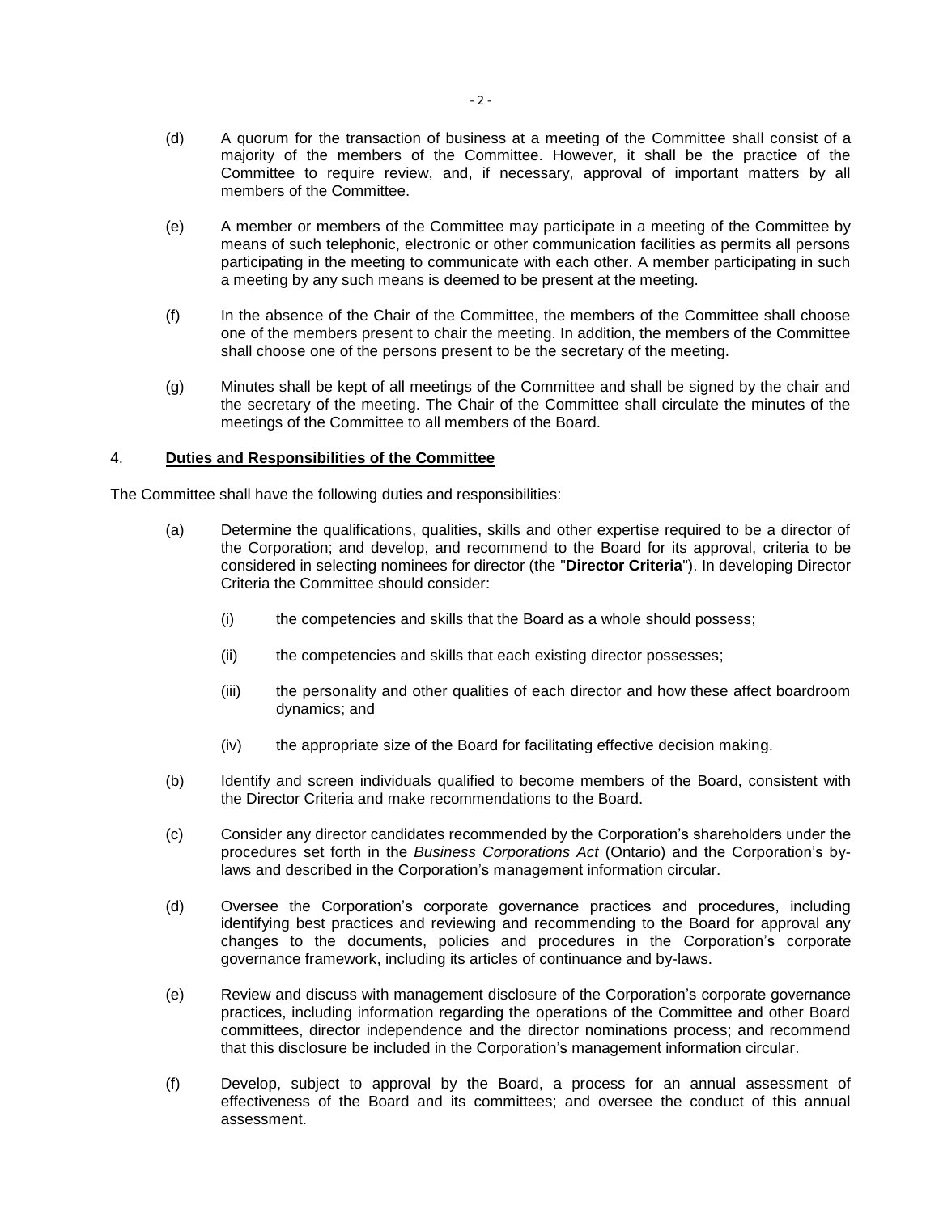(d) A quorum for the transaction of business at a meeting of the Committee shall consist of a majority of the members of the Committee. However, it shall be the practice of the Committee to require review, and, if necessary, approval of important matters by all members of the Committee.

(e) A member or members of the Committee may participate in a meeting of the Committee by means of such telephonic, electronic or other communication facilities as permits all persons participating in the meeting to communicate with each other. A member participating in such a meeting by any such means is deemed to be present at the meeting.

(f) In the absence of the Chair of the Committee, the members of the Committee shall choose one of the members present to chair the meeting. In addition, the members of the Committee shall choose one of the persons present to be the secretary of the meeting.

(g) Minutes shall be kept of all meetings of the Committee and shall be signed by the chair and the secretary of the meeting. The Chair of the Committee shall circulate the minutes of the meetings of the Committee to all members of the Board.

## 4. **Duties and Responsibilities of the Committee**

The Committee shall have the following duties and responsibilities:

(a) Determine the qualifications, qualities, skills and other expertise required to be a director of the Corporation; and develop, and recommend to the Board for its approval, criteria to be considered in selecting nominees for director (the "**Director Criteria**"). In developing Director Criteria the Committee should consider:

   (i) the competencies and skills that the Board as a whole should possess;

   (ii) the competencies and skills that each existing director possesses;

   (iii) the personality and other qualities of each director and how these affect boardroom dynamics; and

   (iv) the appropriate size of the Board for facilitating effective decision making.

(b) Identify and screen individuals qualified to become members of the Board, consistent with the Director Criteria and make recommendations to the Board.

(c) Consider any director candidates recommended by the Corporation's shareholders under the procedures set forth in the *Business Corporations Act* (Ontario) and the Corporation's by-laws and described in the Corporation's management information circular.

(d) Oversee the Corporation's corporate governance practices and procedures, including identifying best practices and reviewing and recommending to the Board for approval any changes to the documents, policies and procedures in the Corporation's corporate governance framework, including its articles of continuance and by-laws.

(e) Review and discuss with management disclosure of the Corporation's corporate governance practices, including information regarding the operations of the Committee and other Board committees, director independence and the director nominations process; and recommend that this disclosure be included in the Corporation's management information circular.

(f) Develop, subject to approval by the Board, a process for an annual assessment of effectiveness of the Board and its committees; and oversee the conduct of this annual assessment.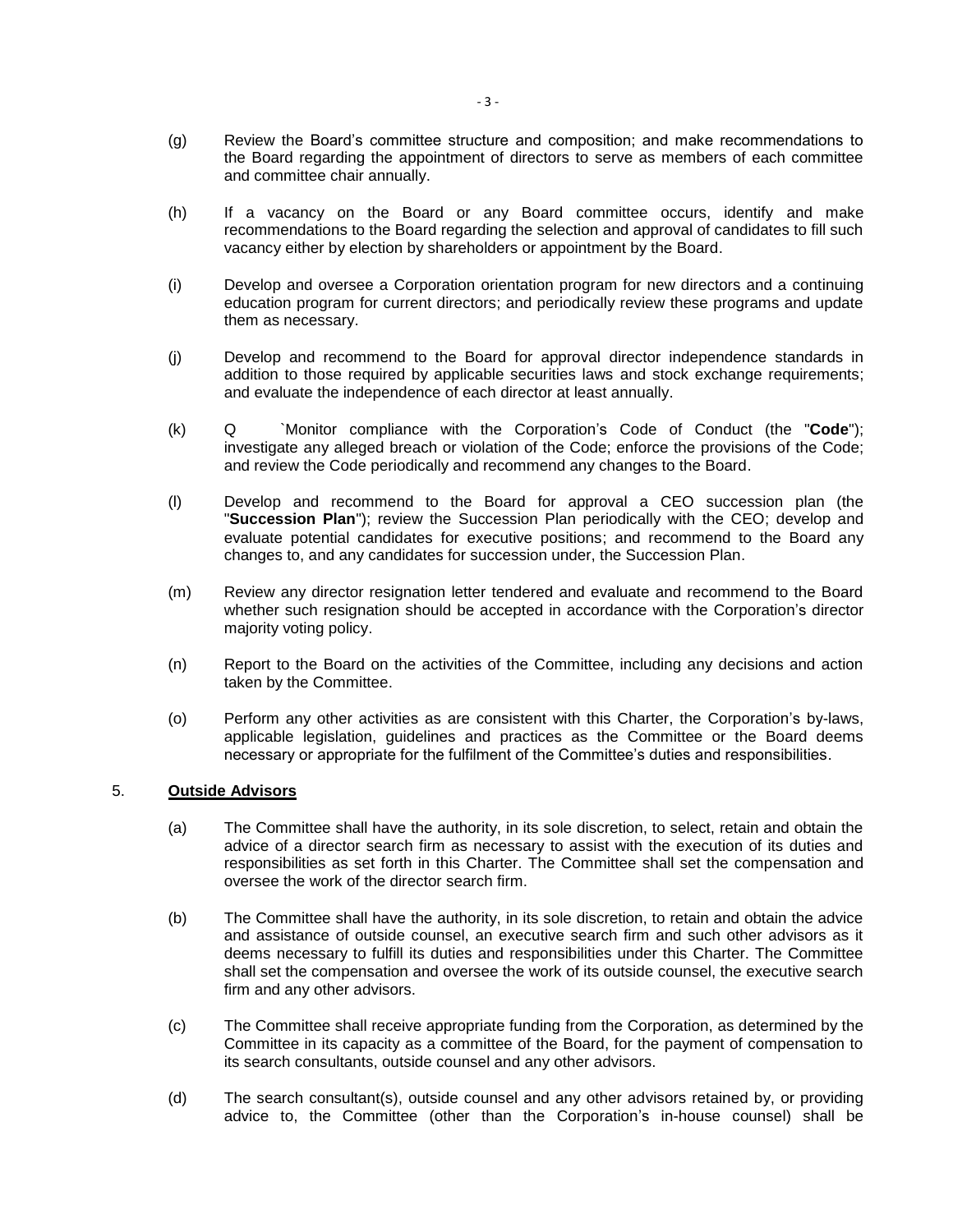(g) Review the Board's committee structure and composition; and make recommendations to the Board regarding the appointment of directors to serve as members of each committee and committee chair annually.

(h) If a vacancy on the Board or any Board committee occurs, identify and make recommendations to the Board regarding the selection and approval of candidates to fill such vacancy either by election by shareholders or appointment by the Board.

(i) Develop and oversee a Corporation orientation program for new directors and a continuing education program for current directors; and periodically review these programs and update them as necessary.

(j) Develop and recommend to the Board for approval director independence standards in addition to those required by applicable securities laws and stock exchange requirements; and evaluate the independence of each director at least annually.

(k) Q `Monitor compliance with the Corporation's Code of Conduct (the "**Code**"); investigate any alleged breach or violation of the Code; enforce the provisions of the Code; and review the Code periodically and recommend any changes to the Board.

(l) Develop and recommend to the Board for approval a CEO succession plan (the "**Succession Plan**"); review the Succession Plan periodically with the CEO; develop and evaluate potential candidates for executive positions; and recommend to the Board any changes to, and any candidates for succession under, the Succession Plan.

(m) Review any director resignation letter tendered and evaluate and recommend to the Board whether such resignation should be accepted in accordance with the Corporation's director majority voting policy.

(n) Report to the Board on the activities of the Committee, including any decisions and action taken by the Committee.

(o) Perform any other activities as are consistent with this Charter, the Corporation's by-laws, applicable legislation, guidelines and practices as the Committee or the Board deems necessary or appropriate for the fulfilment of the Committee's duties and responsibilities.

## 5. **Outside Advisors**

(a) The Committee shall have the authority, in its sole discretion, to select, retain and obtain the advice of a director search firm as necessary to assist with the execution of its duties and responsibilities as set forth in this Charter. The Committee shall set the compensation and oversee the work of the director search firm.

(b) The Committee shall have the authority, in its sole discretion, to retain and obtain the advice and assistance of outside counsel, an executive search firm and such other advisors as it deems necessary to fulfill its duties and responsibilities under this Charter. The Committee shall set the compensation and oversee the work of its outside counsel, the executive search firm and any other advisors.

(c) The Committee shall receive appropriate funding from the Corporation, as determined by the Committee in its capacity as a committee of the Board, for the payment of compensation to its search consultants, outside counsel and any other advisors.

(d) The search consultant(s), outside counsel and any other advisors retained by, or providing advice to, the Committee (other than the Corporation's in-house counsel) shall be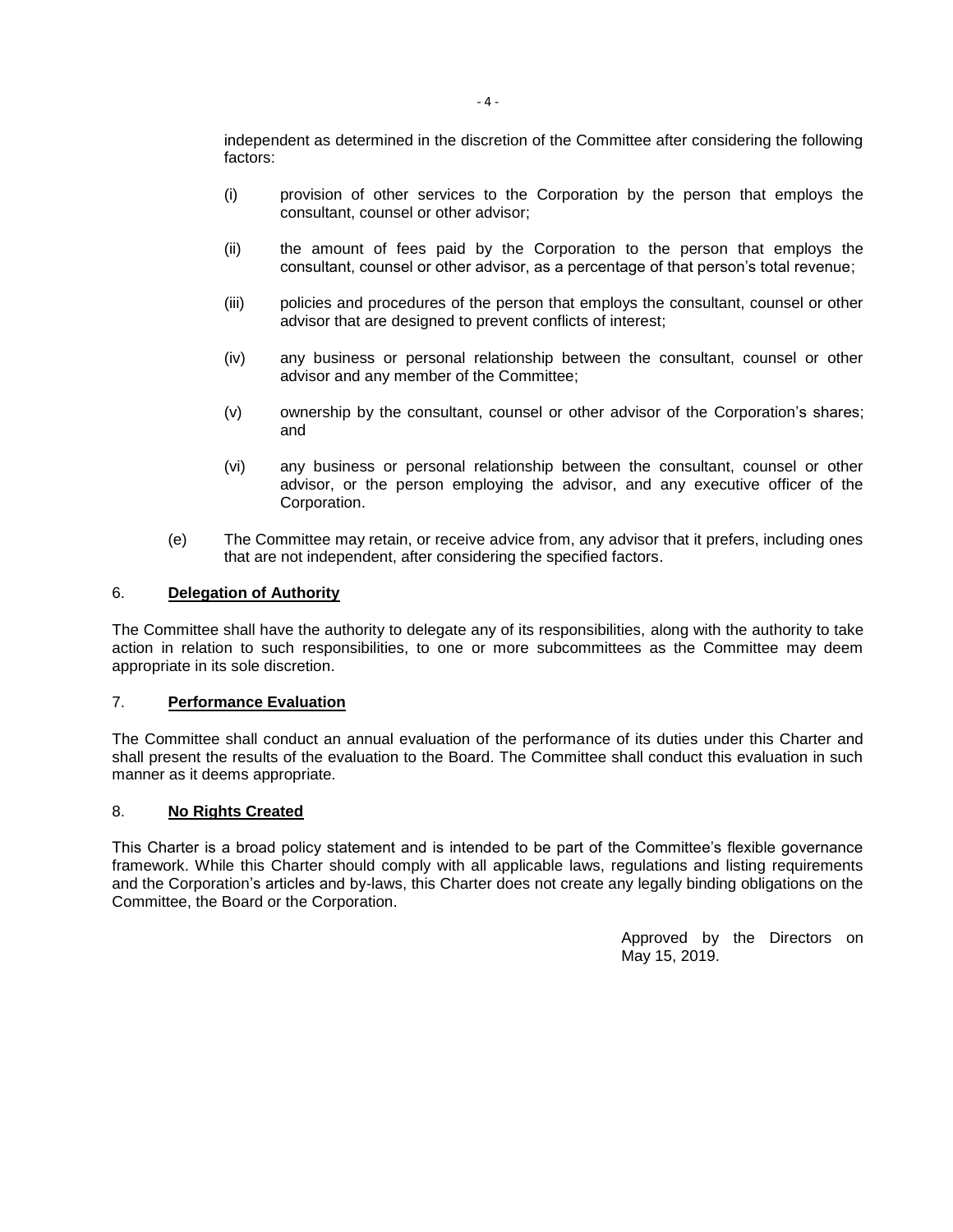independent as determined in the discretion of the Committee after considering the following factors:

(i) provision of other services to the Corporation by the person that employs the consultant, counsel or other advisor;

(ii) the amount of fees paid by the Corporation to the person that employs the consultant, counsel or other advisor, as a percentage of that person's total revenue;

(iii) policies and procedures of the person that employs the consultant, counsel or other advisor that are designed to prevent conflicts of interest;

(iv) any business or personal relationship between the consultant, counsel or other advisor and any member of the Committee;

(v) ownership by the consultant, counsel or other advisor of the Corporation's shares; and

(vi) any business or personal relationship between the consultant, counsel or other advisor, or the person employing the advisor, and any executive officer of the Corporation.

(e) The Committee may retain, or receive advice from, any advisor that it prefers, including ones that are not independent, after considering the specified factors.

## 6. **Delegation of Authority**

The Committee shall have the authority to delegate any of its responsibilities, along with the authority to take action in relation to such responsibilities, to one or more subcommittees as the Committee may deem appropriate in its sole discretion.

## 7. **Performance Evaluation**

The Committee shall conduct an annual evaluation of the performance of its duties under this Charter and shall present the results of the evaluation to the Board. The Committee shall conduct this evaluation in such manner as it deems appropriate.

## 8. **No Rights Created**

This Charter is a broad policy statement and is intended to be part of the Committee's flexible governance framework. While this Charter should comply with all applicable laws, regulations and listing requirements and the Corporation's articles and by-laws, this Charter does not create any legally binding obligations on the Committee, the Board or the Corporation.

Approved by the Directors on May 15, 2019.